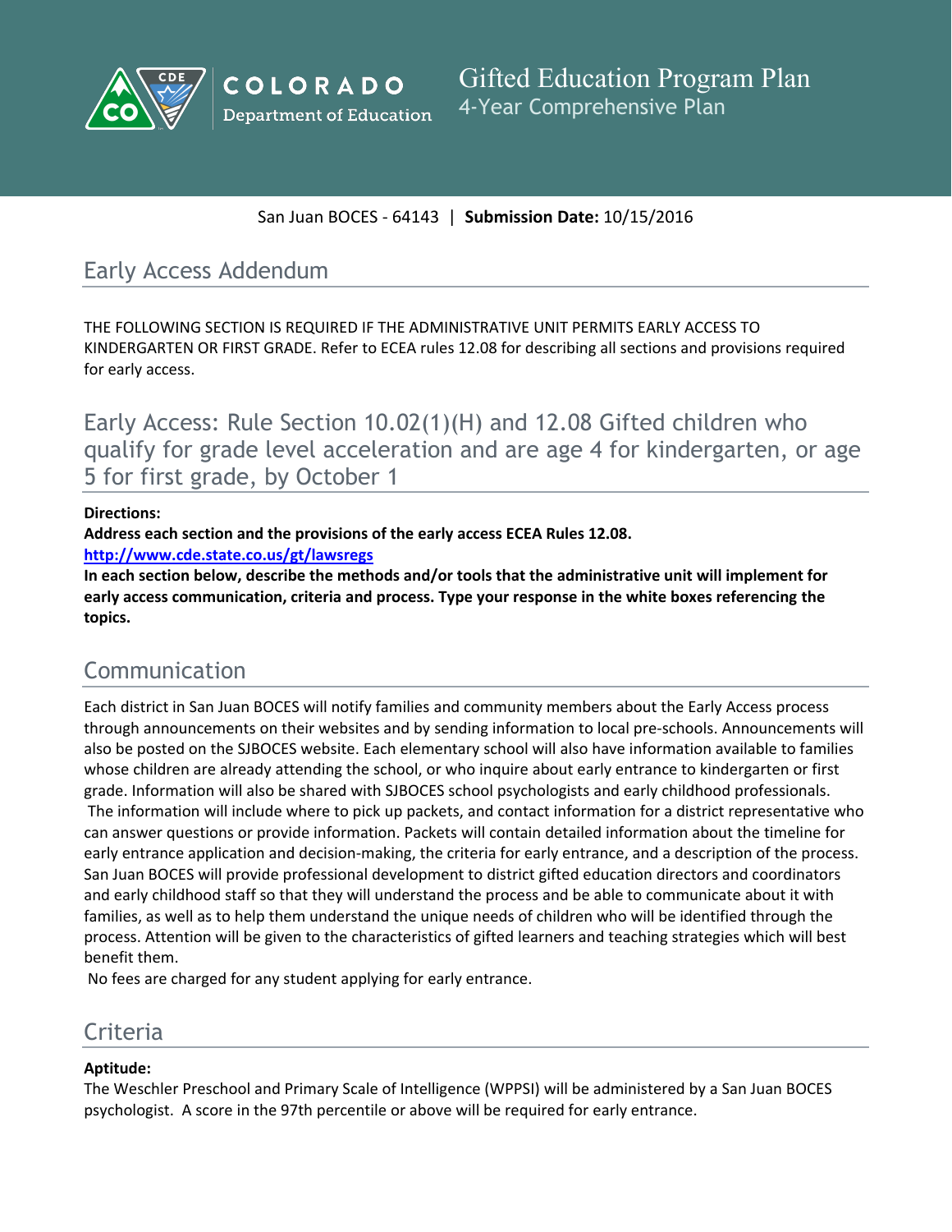# Gifted Education Program Plan

## 4-Year Comprehensive Plan

COLORADO Department of Education

San Juan BOCES - 64143 | **Submission Date:** 10/15/2016

## Early Access Addendum

THE FOLLOWING SECTION IS REQUIRED IF THE ADMINISTRATIVE UNIT PERMITS EARLY ACCESS TO KINDERGARTEN OR FIRST GRADE. Refer to ECEA rules 12.08 for describing all sections and provisions required for early access.

## Early Access: Rule Section 10.02(1)(H) and 12.08 Gifted children who qualify for grade level acceleration and are age 4 for kindergarten, or age 5 for first grade, by October 1

**Directions:**

**Address each section and the provisions of the early access ECEA Rules 12.08.**

**http://www.cde.state.co.us/gt/lawsregs**

**In each section below, describe the methods and/or tools that the administrative unit will implement for early access communication, criteria and process. Type your response in the white boxes referencing the topics.**

## Communication

Each district in San Juan BOCES will notify families and community members about the Early Access process through announcements on their websites and by sending information to local pre-schools. Announcements will also be posted on the SJBOCES website. Each elementary school will also have information available to families whose children are already attending the school, or who inquire about early entrance to kindergarten or first grade. Information will also be shared with SJBOCES school psychologists and early childhood professionals.
The information will include where to pick up packets, and contact information for a district representative who can answer questions or provide information. Packets will contain detailed information about the timeline for early entrance application and decision-making, the criteria for early entrance, and a description of the process. San Juan BOCES will provide professional development to district gifted education directors and coordinators and early childhood staff so that they will understand the process and be able to communicate about it with families, as well as to help them understand the unique needs of children who will be identified through the process. Attention will be given to the characteristics of gifted learners and teaching strategies which will best benefit them.
No fees are charged for any student applying for early entrance.

## Criteria

**Aptitude:**

The Weschler Preschool and Primary Scale of Intelligence (WPPSI) will be administered by a San Juan BOCES psychologist. A score in the 97th percentile or above will be required for early entrance.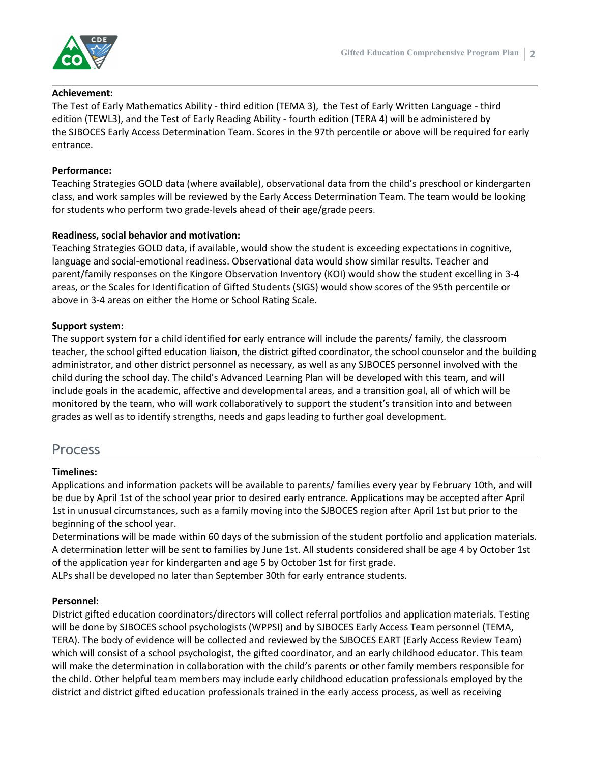**Achievement:**
The Test of Early Mathematics Ability - third edition (TEMA 3), the Test of Early Written Language - third edition (TEWL3), and the Test of Early Reading Ability - fourth edition (TERA 4) will be administered by the SJBOCES Early Access Determination Team. Scores in the 97th percentile or above will be required for early entrance.

**Performance:**
Teaching Strategies GOLD data (where available), observational data from the child's preschool or kindergarten class, and work samples will be reviewed by the Early Access Determination Team. The team would be looking for students who perform two grade-levels ahead of their age/grade peers.

**Readiness, social behavior and motivation:**
Teaching Strategies GOLD data, if available, would show the student is exceeding expectations in cognitive, language and social-emotional readiness. Observational data would show similar results. Teacher and parent/family responses on the Kingore Observation Inventory (KOI) would show the student excelling in 3-4 areas, or the Scales for Identification of Gifted Students (SIGS) would show scores of the 95th percentile or above in 3-4 areas on either the Home or School Rating Scale.

**Support system:**
The support system for a child identified for early entrance will include the parents/ family, the classroom teacher, the school gifted education liaison, the district gifted coordinator, the school counselor and the building administrator, and other district personnel as necessary, as well as any SJBOCES personnel involved with the child during the school day. The child's Advanced Learning Plan will be developed with this team, and will include goals in the academic, affective and developmental areas, and a transition goal, all of which will be monitored by the team, who will work collaboratively to support the student's transition into and between grades as well as to identify strengths, needs and gaps leading to further goal development.

## Process

**Timelines:**
Applications and information packets will be available to parents/ families every year by February 10th, and will be due by April 1st of the school year prior to desired early entrance. Applications may be accepted after April 1st in unusual circumstances, such as a family moving into the SJBOCES region after April 1st but prior to the beginning of the school year.
Determinations will be made within 60 days of the submission of the student portfolio and application materials. A determination letter will be sent to families by June 1st. All students considered shall be age 4 by October 1st of the application year for kindergarten and age 5 by October 1st for first grade.
ALPs shall be developed no later than September 30th for early entrance students.

**Personnel:**
District gifted education coordinators/directors will collect referral portfolios and application materials. Testing will be done by SJBOCES school psychologists (WPPSI) and by SJBOCES Early Access Team personnel (TEMA, TERA). The body of evidence will be collected and reviewed by the SJBOCES EART (Early Access Review Team) which will consist of a school psychologist, the gifted coordinator, and an early childhood educator. This team will make the determination in collaboration with the child's parents or other family members responsible for the child. Other helpful team members may include early childhood education professionals employed by the district and district gifted education professionals trained in the early access process, as well as receiving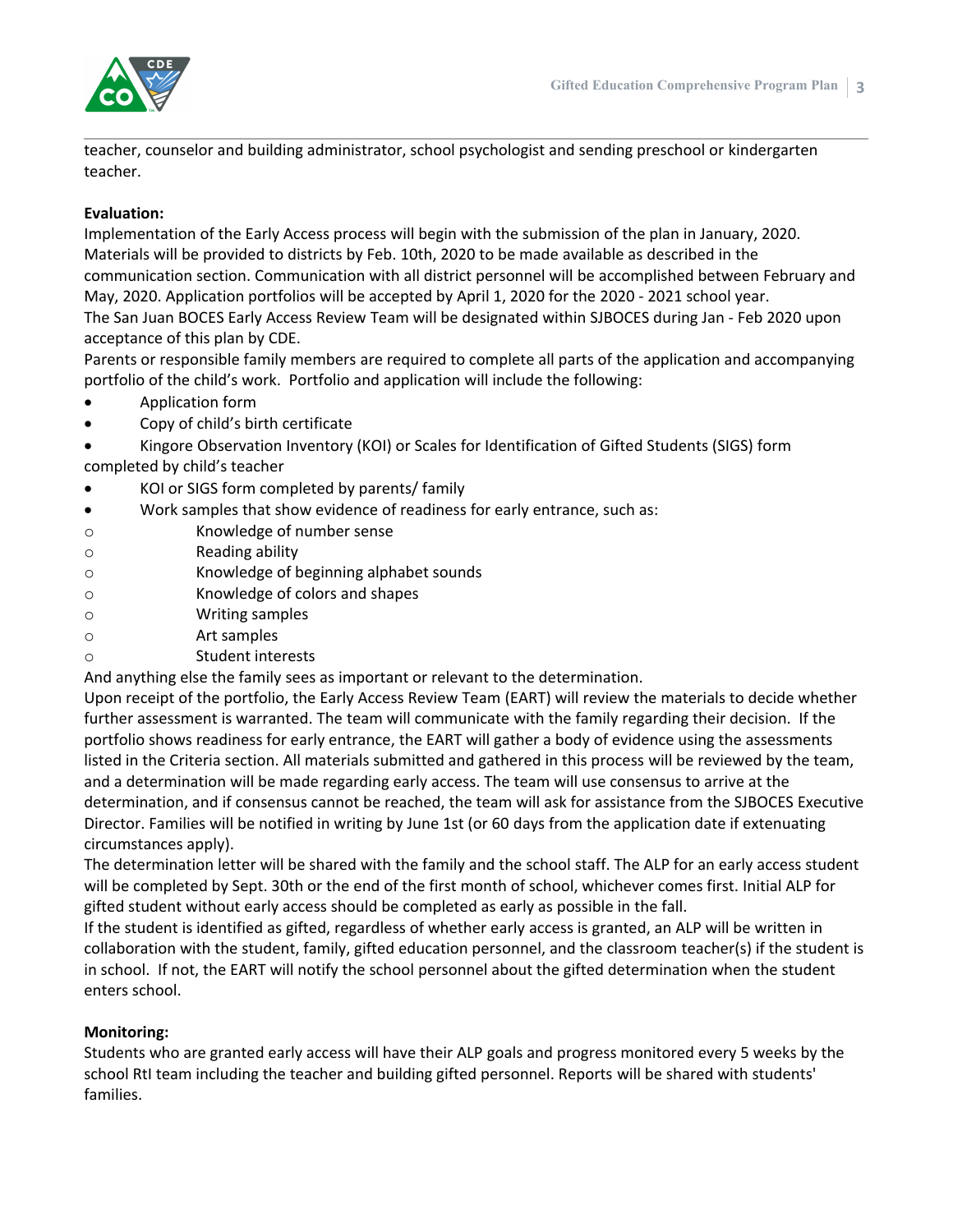teacher, counselor and building administrator, school psychologist and sending preschool or kindergarten teacher.

**Evaluation:**

Implementation of the Early Access process will begin with the submission of the plan in January, 2020. Materials will be provided to districts by Feb. 10th, 2020 to be made available as described in the communication section. Communication with all district personnel will be accomplished between February and May, 2020. Application portfolios will be accepted by April 1, 2020 for the 2020 - 2021 school year.

The San Juan BOCES Early Access Review Team will be designated within SJBOCES during Jan - Feb 2020 upon acceptance of this plan by CDE.

Parents or responsible family members are required to complete all parts of the application and accompanying portfolio of the child's work. Portfolio and application will include the following:

- Application form
- Copy of child's birth certificate
- Kingore Observation Inventory (KOI) or Scales for Identification of Gifted Students (SIGS) form completed by child's teacher
- KOI or SIGS form completed by parents/ family
- Work samples that show evidence of readiness for early entrance, such as:
  - Knowledge of number sense
  - Reading ability
  - Knowledge of beginning alphabet sounds
  - Knowledge of colors and shapes
  - Writing samples
  - Art samples
  - Student interests

And anything else the family sees as important or relevant to the determination.

Upon receipt of the portfolio, the Early Access Review Team (EART) will review the materials to decide whether further assessment is warranted. The team will communicate with the family regarding their decision. If the portfolio shows readiness for early entrance, the EART will gather a body of evidence using the assessments listed in the Criteria section. All materials submitted and gathered in this process will be reviewed by the team, and a determination will be made regarding early access. The team will use consensus to arrive at the determination, and if consensus cannot be reached, the team will ask for assistance from the SJBOCES Executive Director. Families will be notified in writing by June 1st (or 60 days from the application date if extenuating circumstances apply).

The determination letter will be shared with the family and the school staff. The ALP for an early access student will be completed by Sept. 30th or the end of the first month of school, whichever comes first. Initial ALP for gifted student without early access should be completed as early as possible in the fall.

If the student is identified as gifted, regardless of whether early access is granted, an ALP will be written in collaboration with the student, family, gifted education personnel, and the classroom teacher(s) if the student is in school. If not, the EART will notify the school personnel about the gifted determination when the student enters school.

**Monitoring:**

Students who are granted early access will have their ALP goals and progress monitored every 5 weeks by the school RtI team including the teacher and building gifted personnel. Reports will be shared with students' families.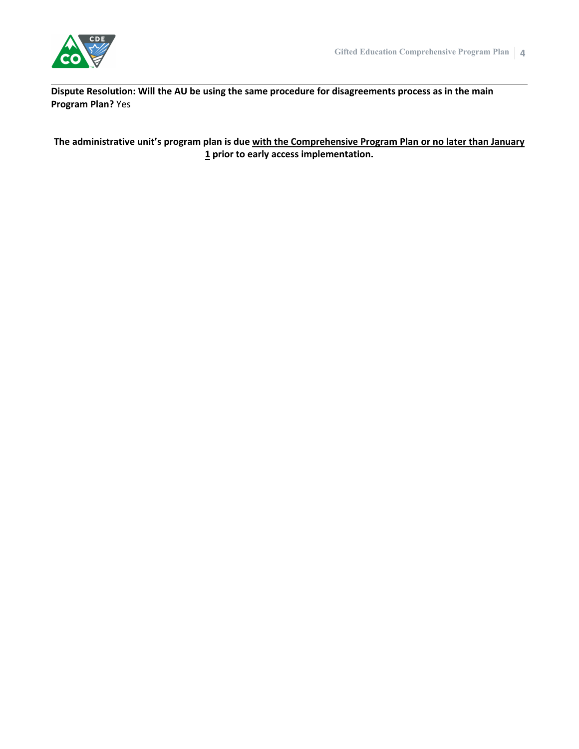**Dispute Resolution: Will the AU be using the same procedure for disagreements process as in the main Program Plan?** Yes

**The administrative unit's program plan is due <u>with the Comprehensive Program Plan or no later than January 1</u> prior to early access implementation.**